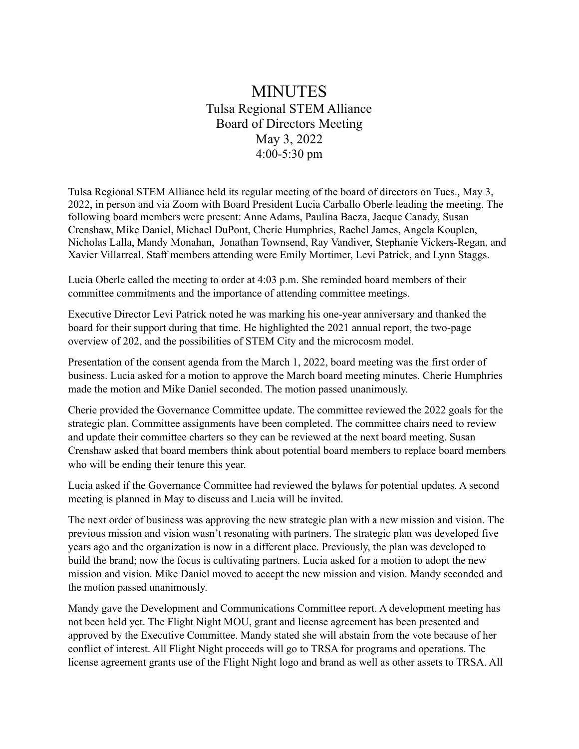# MINUTES

Tulsa Regional STEM Alliance
Board of Directors Meeting
May 3, 2022
4:00-5:30 pm

Tulsa Regional STEM Alliance held its regular meeting of the board of directors on Tues., May 3, 2022, in person and via Zoom with Board President Lucia Carballo Oberle leading the meeting. The following board members were present: Anne Adams, Paulina Baeza, Jacque Canady, Susan Crenshaw, Mike Daniel, Michael DuPont, Cherie Humphries, Rachel James, Angela Kouplen, Nicholas Lalla, Mandy Monahan, Jonathan Townsend, Ray Vandiver, Stephanie Vickers-Regan, and Xavier Villarreal. Staff members attending were Emily Mortimer, Levi Patrick, and Lynn Staggs.

Lucia Oberle called the meeting to order at 4:03 p.m. She reminded board members of their committee commitments and the importance of attending committee meetings.

Executive Director Levi Patrick noted he was marking his one-year anniversary and thanked the board for their support during that time. He highlighted the 2021 annual report, the two-page overview of 202, and the possibilities of STEM City and the microcosm model.

Presentation of the consent agenda from the March 1, 2022, board meeting was the first order of business. Lucia asked for a motion to approve the March board meeting minutes. Cherie Humphries made the motion and Mike Daniel seconded. The motion passed unanimously.

Cherie provided the Governance Committee update. The committee reviewed the 2022 goals for the strategic plan. Committee assignments have been completed. The committee chairs need to review and update their committee charters so they can be reviewed at the next board meeting. Susan Crenshaw asked that board members think about potential board members to replace board members who will be ending their tenure this year.

Lucia asked if the Governance Committee had reviewed the bylaws for potential updates. A second meeting is planned in May to discuss and Lucia will be invited.

The next order of business was approving the new strategic plan with a new mission and vision. The previous mission and vision wasn't resonating with partners. The strategic plan was developed five years ago and the organization is now in a different place. Previously, the plan was developed to build the brand; now the focus is cultivating partners. Lucia asked for a motion to adopt the new mission and vision. Mike Daniel moved to accept the new mission and vision. Mandy seconded and the motion passed unanimously.

Mandy gave the Development and Communications Committee report. A development meeting has not been held yet. The Flight Night MOU, grant and license agreement has been presented and approved by the Executive Committee. Mandy stated she will abstain from the vote because of her conflict of interest. All Flight Night proceeds will go to TRSA for programs and operations. The license agreement grants use of the Flight Night logo and brand as well as other assets to TRSA. All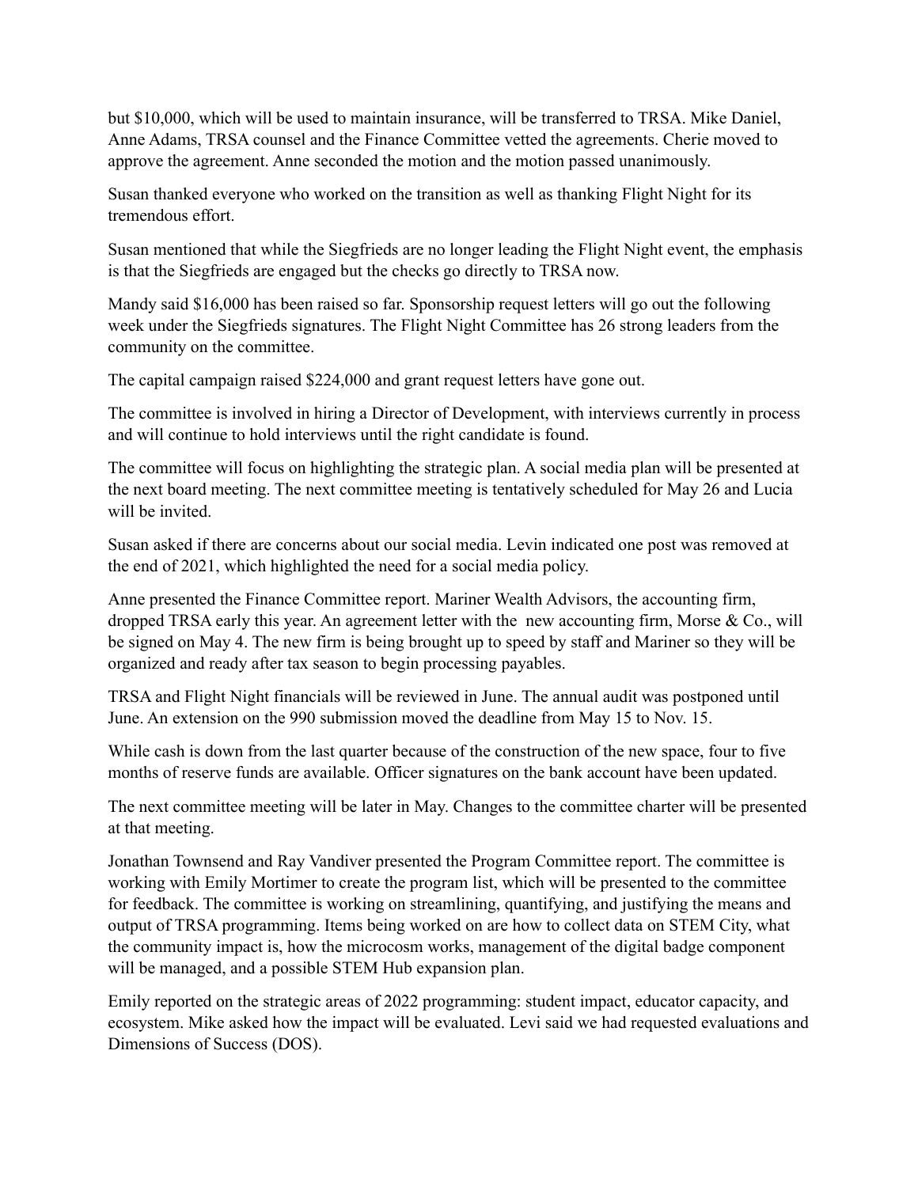but $10,000, which will be used to maintain insurance, will be transferred to TRSA. Mike Daniel, Anne Adams, TRSA counsel and the Finance Committee vetted the agreements. Cherie moved to approve the agreement. Anne seconded the motion and the motion passed unanimously.

Susan thanked everyone who worked on the transition as well as thanking Flight Night for its tremendous effort.

Susan mentioned that while the Siegfrieds are no longer leading the Flight Night event, the emphasis is that the Siegfrieds are engaged but the checks go directly to TRSA now.

Mandy said $16,000 has been raised so far. Sponsorship request letters will go out the following week under the Siegfrieds signatures. The Flight Night Committee has 26 strong leaders from the community on the committee.

The capital campaign raised $224,000 and grant request letters have gone out.

The committee is involved in hiring a Director of Development, with interviews currently in process and will continue to hold interviews until the right candidate is found.

The committee will focus on highlighting the strategic plan. A social media plan will be presented at the next board meeting. The next committee meeting is tentatively scheduled for May 26 and Lucia will be invited.

Susan asked if there are concerns about our social media. Levin indicated one post was removed at the end of 2021, which highlighted the need for a social media policy.

Anne presented the Finance Committee report. Mariner Wealth Advisors, the accounting firm, dropped TRSA early this year. An agreement letter with the new accounting firm, Morse & Co., will be signed on May 4. The new firm is being brought up to speed by staff and Mariner so they will be organized and ready after tax season to begin processing payables.

TRSA and Flight Night financials will be reviewed in June. The annual audit was postponed until June. An extension on the 990 submission moved the deadline from May 15 to Nov. 15.

While cash is down from the last quarter because of the construction of the new space, four to five months of reserve funds are available. Officer signatures on the bank account have been updated.

The next committee meeting will be later in May. Changes to the committee charter will be presented at that meeting.

Jonathan Townsend and Ray Vandiver presented the Program Committee report. The committee is working with Emily Mortimer to create the program list, which will be presented to the committee for feedback. The committee is working on streamlining, quantifying, and justifying the means and output of TRSA programming. Items being worked on are how to collect data on STEM City, what the community impact is, how the microcosm works, management of the digital badge component will be managed, and a possible STEM Hub expansion plan.

Emily reported on the strategic areas of 2022 programming: student impact, educator capacity, and ecosystem. Mike asked how the impact will be evaluated. Levi said we had requested evaluations and Dimensions of Success (DOS).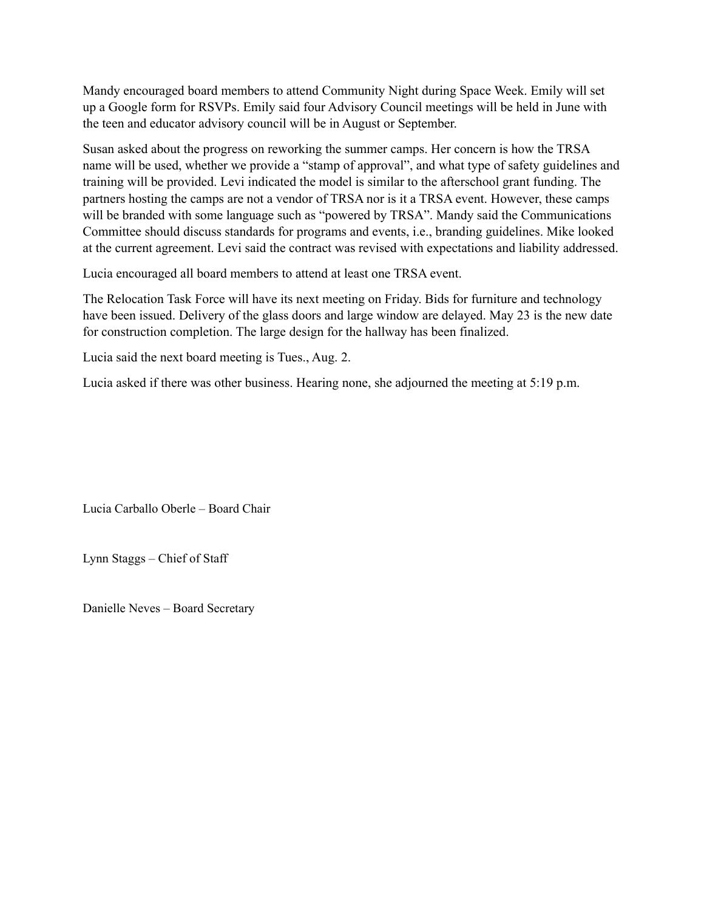Mandy encouraged board members to attend Community Night during Space Week. Emily will set up a Google form for RSVPs. Emily said four Advisory Council meetings will be held in June with the teen and educator advisory council will be in August or September.

Susan asked about the progress on reworking the summer camps. Her concern is how the TRSA name will be used, whether we provide a "stamp of approval", and what type of safety guidelines and training will be provided. Levi indicated the model is similar to the afterschool grant funding. The partners hosting the camps are not a vendor of TRSA nor is it a TRSA event. However, these camps will be branded with some language such as "powered by TRSA". Mandy said the Communications Committee should discuss standards for programs and events, i.e., branding guidelines. Mike looked at the current agreement. Levi said the contract was revised with expectations and liability addressed.

Lucia encouraged all board members to attend at least one TRSA event.

The Relocation Task Force will have its next meeting on Friday. Bids for furniture and technology have been issued. Delivery of the glass doors and large window are delayed. May 23 is the new date for construction completion. The large design for the hallway has been finalized.

Lucia said the next board meeting is Tues., Aug. 2.

Lucia asked if there was other business. Hearing none, she adjourned the meeting at 5:19 p.m.

Lucia Carballo Oberle – Board Chair

Lynn Staggs – Chief of Staff

Danielle Neves – Board Secretary